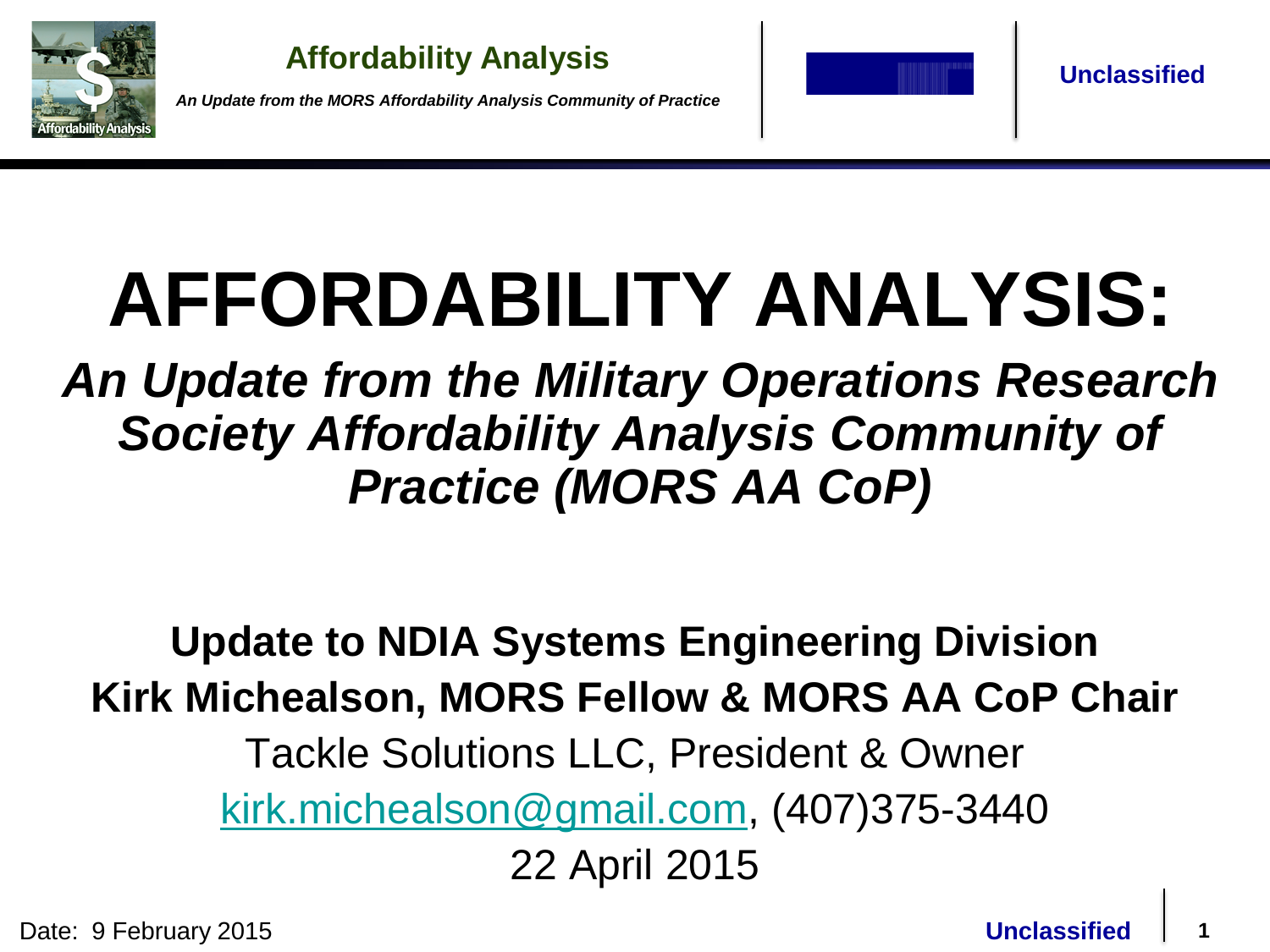# AFFORDABILITY ANALYSIS:

## *An Update from the Military Operations Research Society Affordability Analysis Community of Practice (MORS AA CoP)*

**Update to NDIA Systems Engineering Division**

**Kirk Michealson, MORS Fellow & MORS AA CoP Chair**

Tackle Solutions LLC, President & Owner

kirk.michealson@gmail.com, (407)375-3440

22 April 2015

Date: 9 February 2015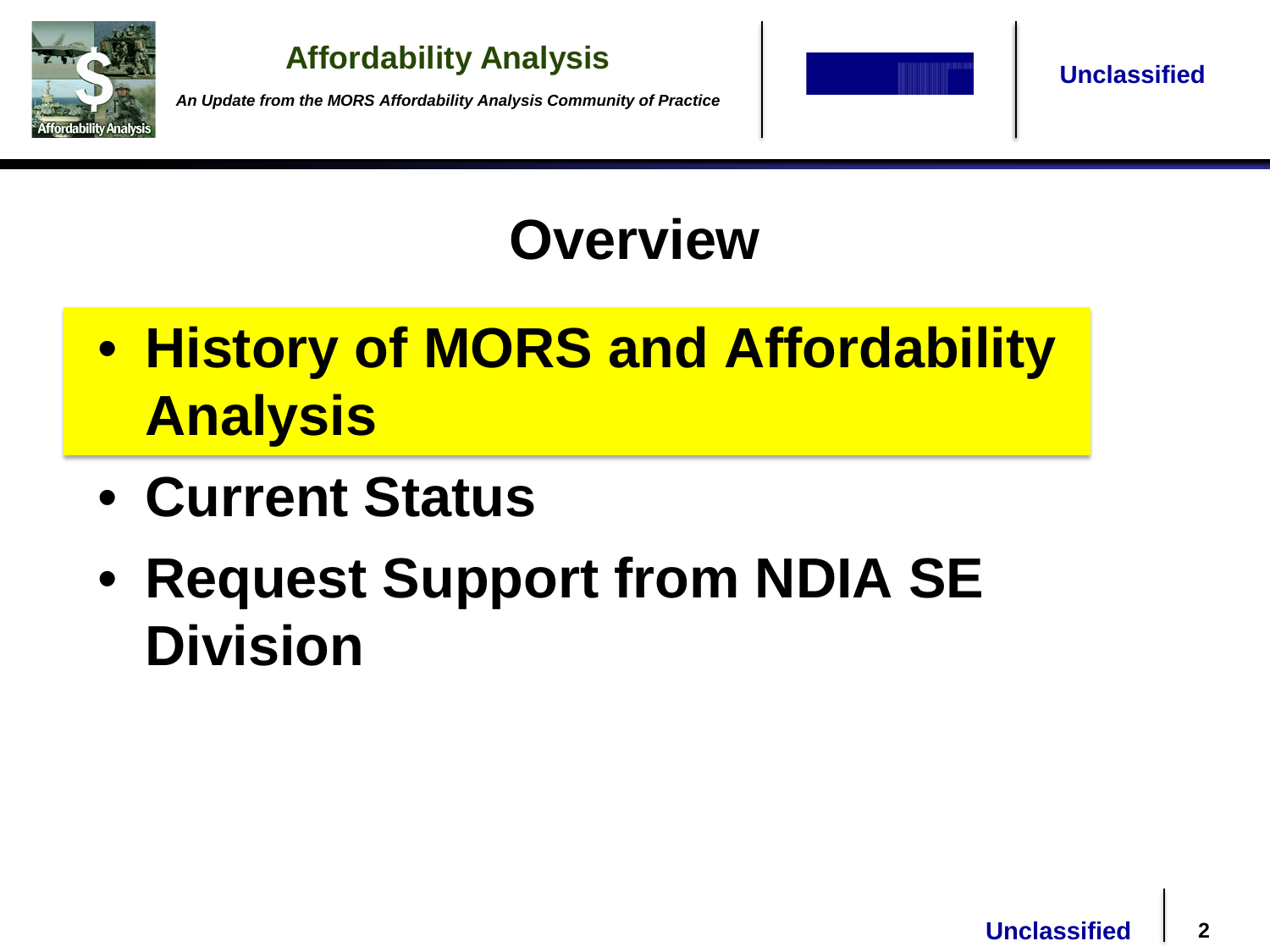# Overview

- **History of MORS and Affordability Analysis**
- **Current Status**
- **Request Support from NDIA SE Division**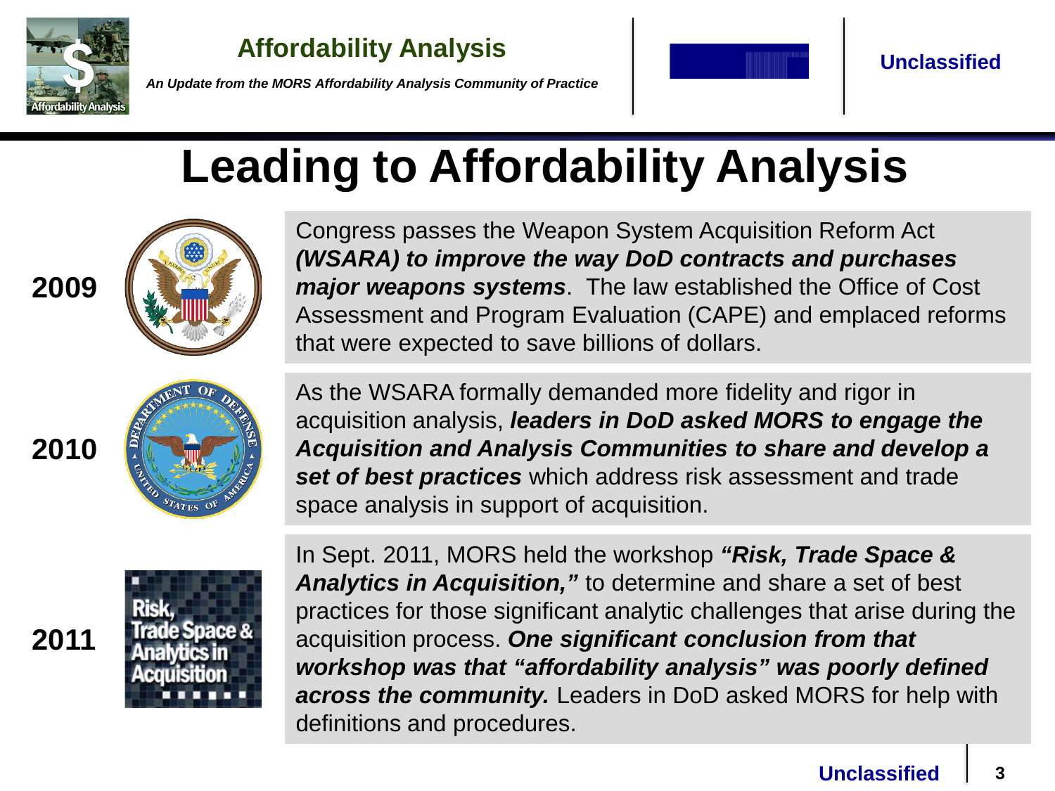# Leading to Affordability Analysis

**2009**

Congress passes the Weapon System Acquisition Reform Act ***(WSARA) to improve the way DoD contracts and purchases major weapons systems***. The law established the Office of Cost Assessment and Program Evaluation (CAPE) and emplaced reforms that were expected to save billions of dollars.

**2010**

As the WSARA formally demanded more fidelity and rigor in acquisition analysis, ***leaders in DoD asked MORS to engage the Acquisition and Analysis Communities to share and develop a set of best practices*** which address risk assessment and trade space analysis in support of acquisition.

**2011**

In Sept. 2011, MORS held the workshop ***"Risk, Trade Space & Analytics in Acquisition,"*** to determine and share a set of best practices for those significant analytic challenges that arise during the acquisition process. ***One significant conclusion from that workshop was that "affordability analysis" was poorly defined across the community.*** Leaders in DoD asked MORS for help with definitions and procedures.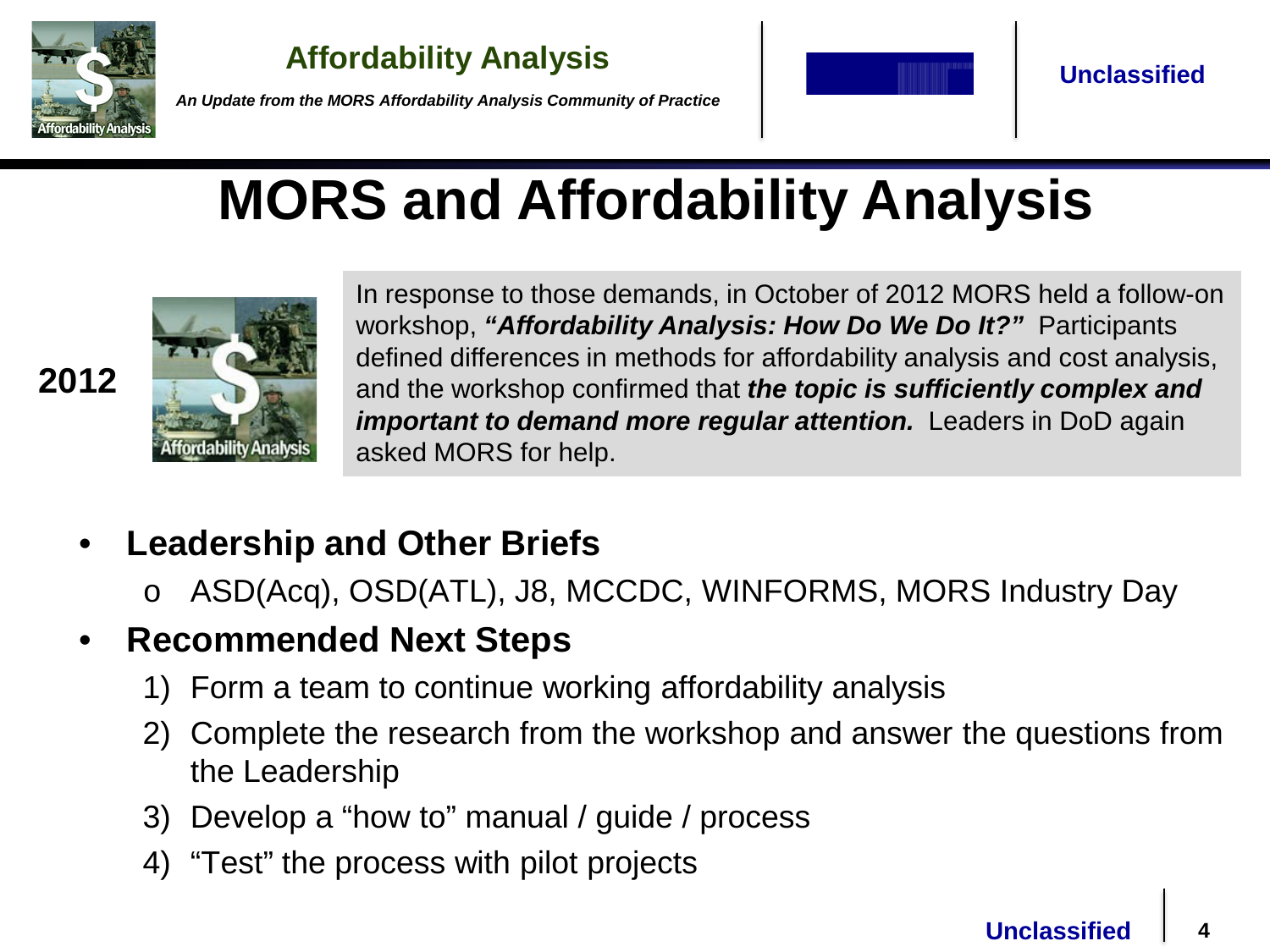# MORS and Affordability Analysis

**2012**

In response to those demands, in October of 2012 MORS held a follow-on workshop, ***"Affordability Analysis: How Do We Do It?"*** Participants defined differences in methods for affordability analysis and cost analysis, and the workshop confirmed that ***the topic is sufficiently complex and important to demand more regular attention.*** Leaders in DoD again asked MORS for help.

- **Leadership and Other Briefs**
  - ASD(Acq), OSD(ATL), J8, MCCDC, WINFORMS, MORS Industry Day
- **Recommended Next Steps**
  1. Form a team to continue working affordability analysis
  2. Complete the research from the workshop and answer the questions from the Leadership
  3. Develop a "how to" manual / guide / process
  4. "Test" the process with pilot projects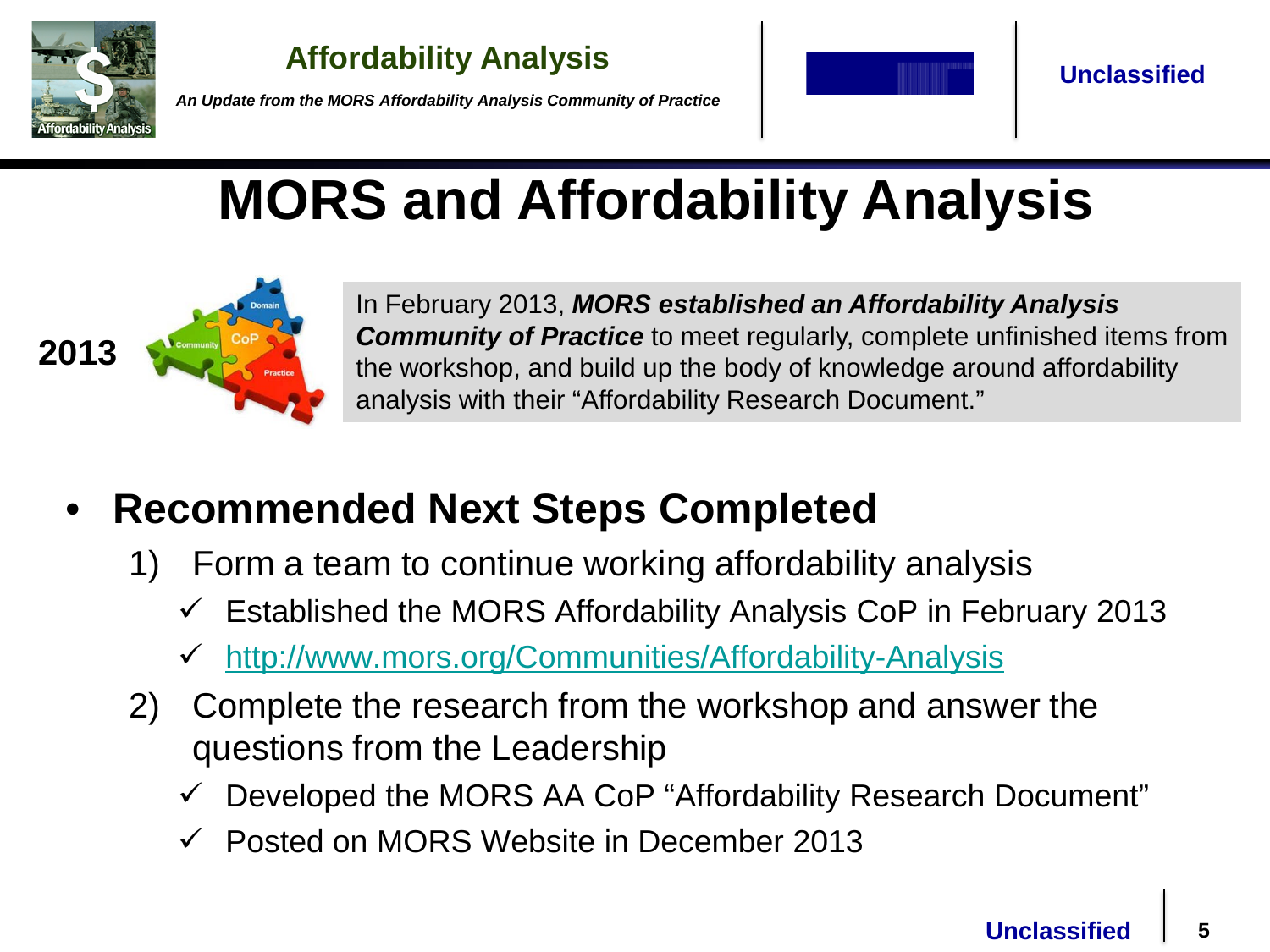# MORS and Affordability Analysis

**2013**

In February 2013, ***MORS established an Affordability Analysis Community of Practice*** to meet regularly, complete unfinished items from the workshop, and build up the body of knowledge around affordability analysis with their "Affordability Research Document."

- **Recommended Next Steps Completed**
  1) Form a team to continue working affordability analysis
     - ✓ Established the MORS Affordability Analysis CoP in February 2013
     - ✓ http://www.mors.org/Communities/Affordability-Analysis
  2) Complete the research from the workshop and answer the questions from the Leadership
     - ✓ Developed the MORS AA CoP "Affordability Research Document"
     - ✓ Posted on MORS Website in December 2013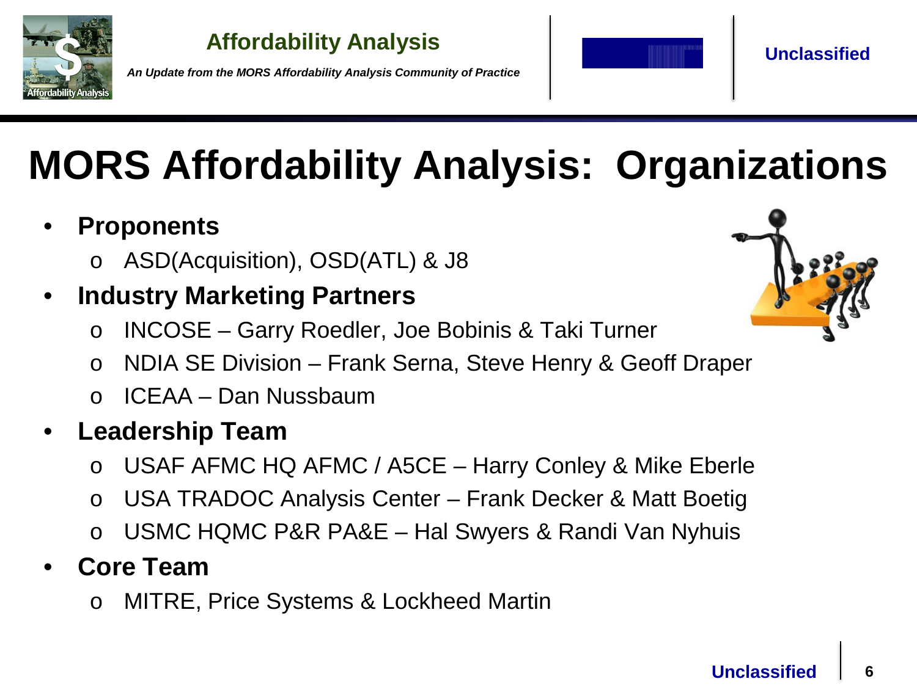# MORS Affordability Analysis: Organizations

- **Proponents**
  - ASD(Acquisition), OSD(ATL) & J8
- **Industry Marketing Partners**
  - INCOSE – Garry Roedler, Joe Bobinis & Taki Turner
  - NDIA SE Division – Frank Serna, Steve Henry & Geoff Draper
  - ICEAA – Dan Nussbaum
- **Leadership Team**
  - USAF AFMC HQ AFMC / A5CE – Harry Conley & Mike Eberle
  - USA TRADOC Analysis Center – Frank Decker & Matt Boetig
  - USMC HQMC P&R PA&E – Hal Swyers & Randi Van Nyhuis
- **Core Team**
  - MITRE, Price Systems & Lockheed Martin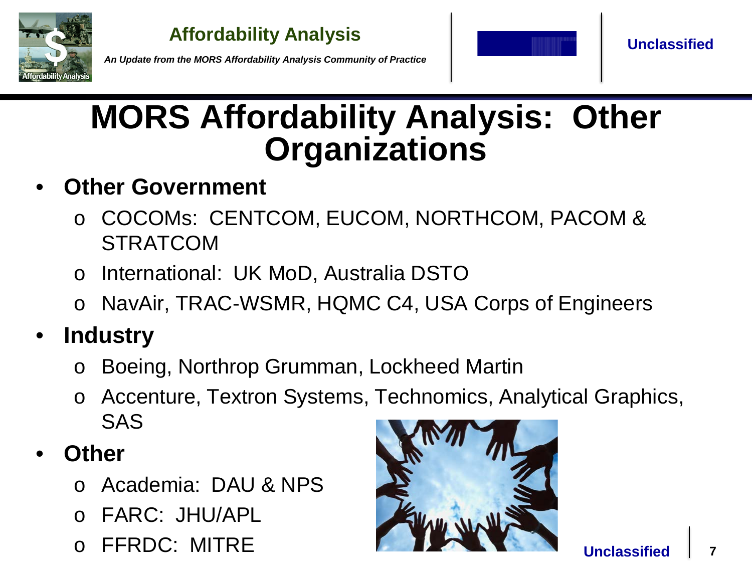# MORS Affordability Analysis: Other Organizations

- **Other Government**
  - COCOMs: CENTCOM, EUCOM, NORTHCOM, PACOM & STRATCOM
  - International: UK MoD, Australia DSTO
  - NavAir, TRAC-WSMR, HQMC C4, USA Corps of Engineers
- **Industry**
  - Boeing, Northrop Grumman, Lockheed Martin
  - Accenture, Textron Systems, Technomics, Analytical Graphics, SAS
- **Other**
  - Academia: DAU & NPS
  - FARC: JHU/APL
  - FFRDC: MITRE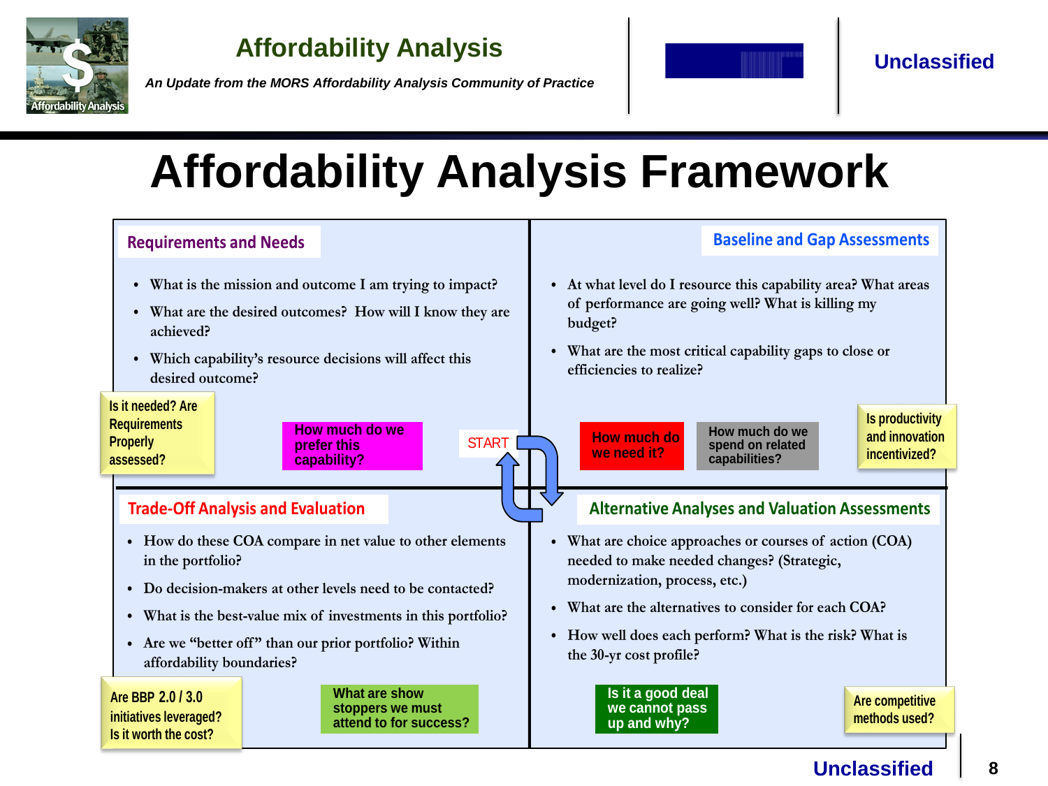# Affordability Analysis Framework

## Requirements and Needs

- What is the mission and outcome I am trying to impact?
- What are the desired outcomes? How will I know they are achieved?
- Which capability's resource decisions will affect this desired outcome?

Is it needed? Are Requirements Properly assessed?

How much do we prefer this capability?

## Baseline and Gap Assessments

- At what level do I resource this capability area? What areas of performance are going well? What is killing my budget?
- What are the most critical capability gaps to close or efficiencies to realize?

How much do we need it?

How much do we spend on related capabilities?

Is productivity and innovation incentivized?

START

## Trade-Off Analysis and Evaluation

- How do these COA compare in net value to other elements in the portfolio?
- Do decision-makers at other levels need to be contacted?
- What is the best-value mix of investments in this portfolio?
- Are we "better off" than our prior portfolio? Within affordability boundaries?

Are BBP 2.0 / 3.0 initiatives leveraged? Is it worth the cost?

What are show stoppers we must attend to for success?

## Alternative Analyses and Valuation Assessments

- What are choice approaches or courses of action (COA) needed to make needed changes? (Strategic, modernization, process, etc.)
- What are the alternatives to consider for each COA?
- How well does each perform? What is the risk? What is the 30-yr cost profile?

Is it a good deal we cannot pass up and why?

Are competitive methods used?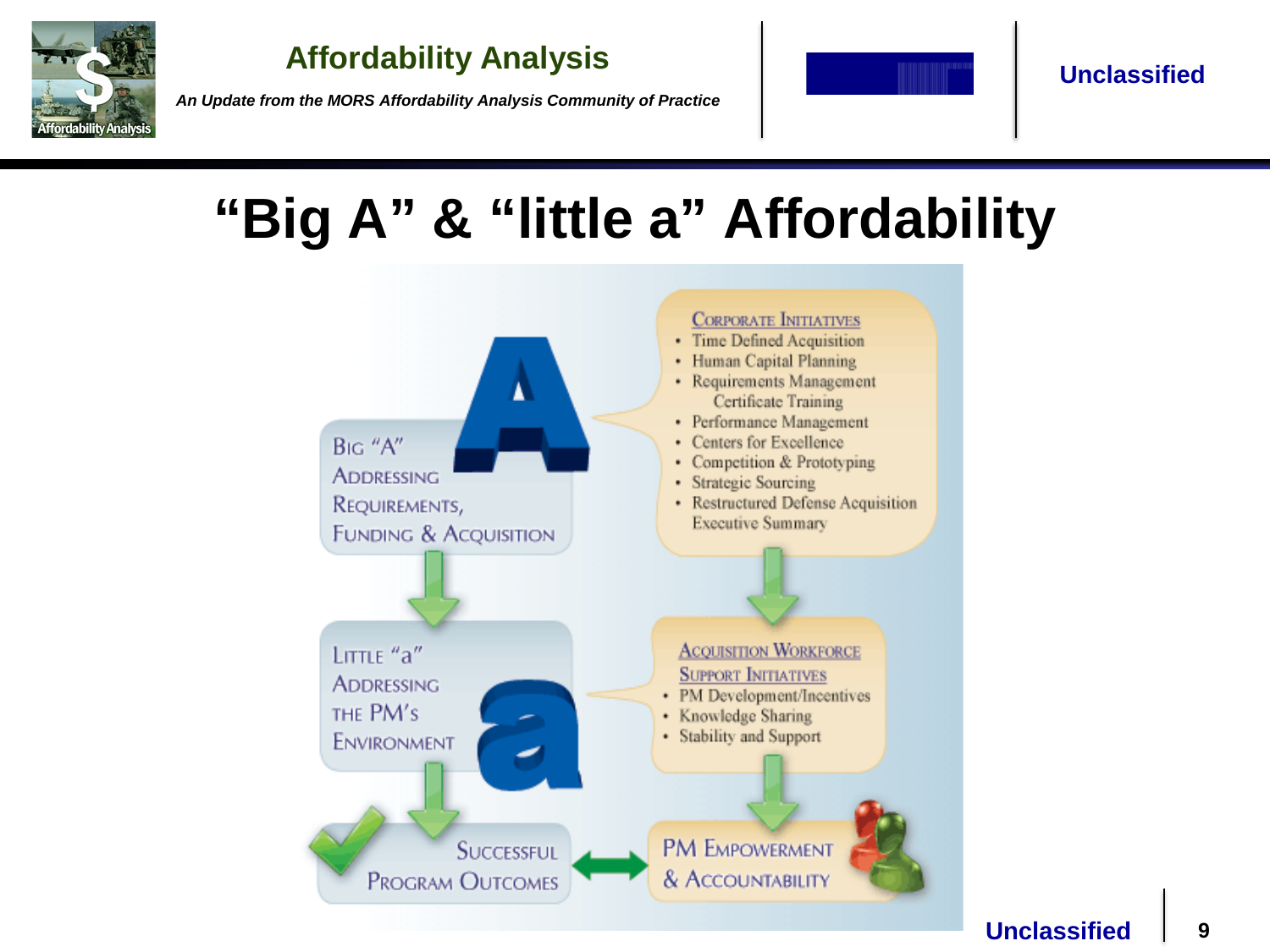# "Big A" & "little a" Affordability

Big "A"
Addressing Requirements, Funding & Acquisition

Corporate Initiatives
- Time Defined Acquisition
- Human Capital Planning
- Requirements Management Certificate Training
- Performance Management
- Centers for Excellence
- Competition & Prototyping
- Strategic Sourcing
- Restructured Defense Acquisition Executive Summary

Little "a"
Addressing the PM's Environment

Acquisition Workforce Support Initiatives
- PM Development/Incentives
- Knowledge Sharing
- Stability and Support

Successful Program Outcomes

PM Empowerment & Accountability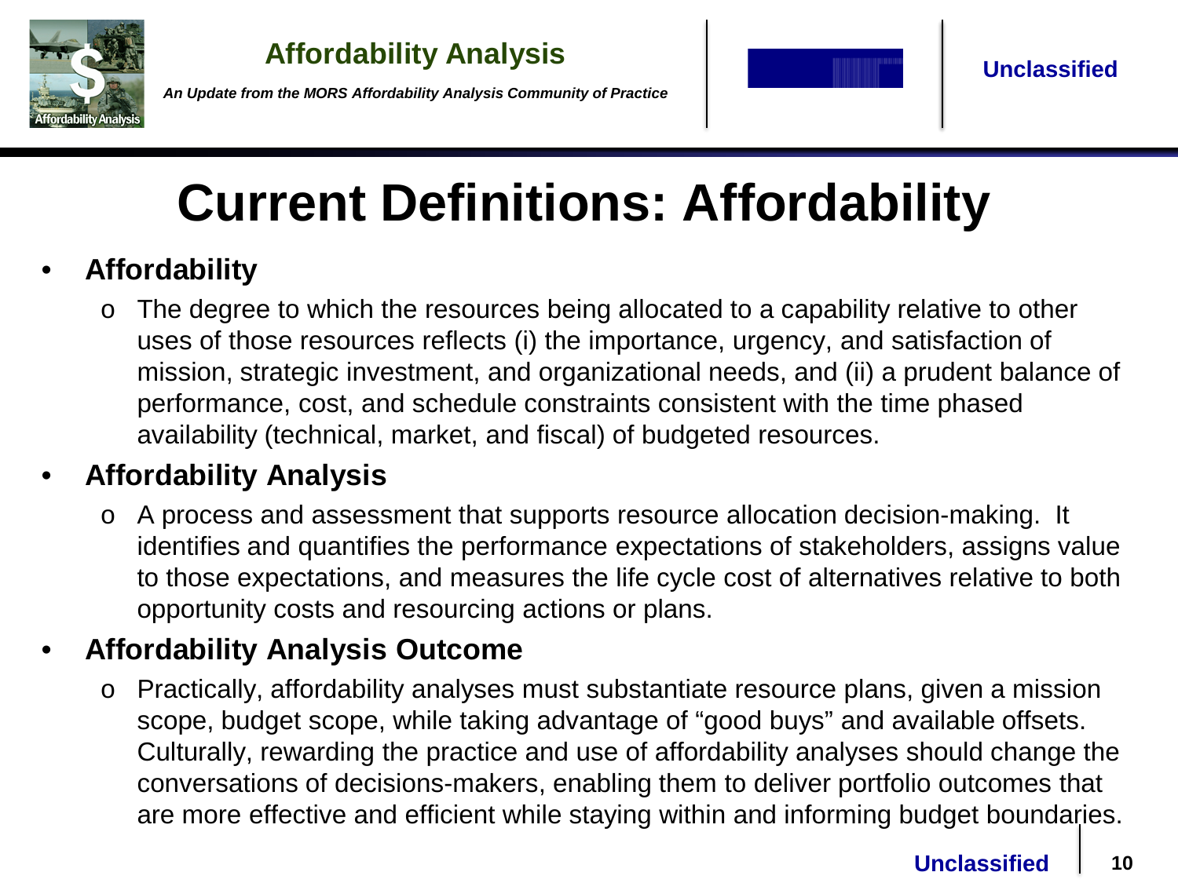# Current Definitions: Affordability

- **Affordability**
  - The degree to which the resources being allocated to a capability relative to other uses of those resources reflects (i) the importance, urgency, and satisfaction of mission, strategic investment, and organizational needs, and (ii) a prudent balance of performance, cost, and schedule constraints consistent with the time phased availability (technical, market, and fiscal) of budgeted resources.
- **Affordability Analysis**
  - A process and assessment that supports resource allocation decision-making. It identifies and quantifies the performance expectations of stakeholders, assigns value to those expectations, and measures the life cycle cost of alternatives relative to both opportunity costs and resourcing actions or plans.
- **Affordability Analysis Outcome**
  - Practically, affordability analyses must substantiate resource plans, given a mission scope, budget scope, while taking advantage of "good buys" and available offsets. Culturally, rewarding the practice and use of affordability analyses should change the conversations of decisions-makers, enabling them to deliver portfolio outcomes that are more effective and efficient while staying within and informing budget boundaries.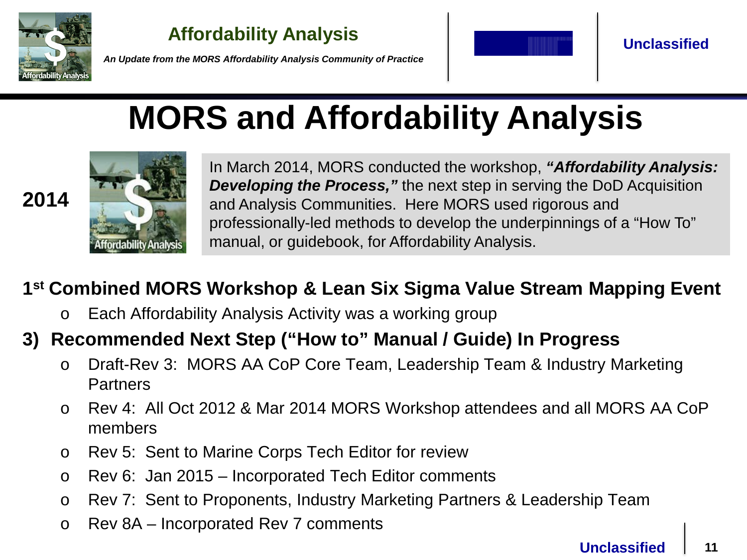# MORS and Affordability Analysis

**2014**

In March 2014, MORS conducted the workshop, ***"Affordability Analysis: Developing the Process,"*** the next step in serving the DoD Acquisition and Analysis Communities. Here MORS used rigorous and professionally-led methods to develop the underpinnings of a "How To" manual, or guidebook, for Affordability Analysis.

**1st Combined MORS Workshop & Lean Six Sigma Value Stream Mapping Event**

- Each Affordability Analysis Activity was a working group

**3) Recommended Next Step ("How to" Manual / Guide) In Progress**

- Draft-Rev 3: MORS AA CoP Core Team, Leadership Team & Industry Marketing Partners
- Rev 4: All Oct 2012 & Mar 2014 MORS Workshop attendees and all MORS AA CoP members
- Rev 5: Sent to Marine Corps Tech Editor for review
- Rev 6: Jan 2015 – Incorporated Tech Editor comments
- Rev 7: Sent to Proponents, Industry Marketing Partners & Leadership Team
- Rev 8A – Incorporated Rev 7 comments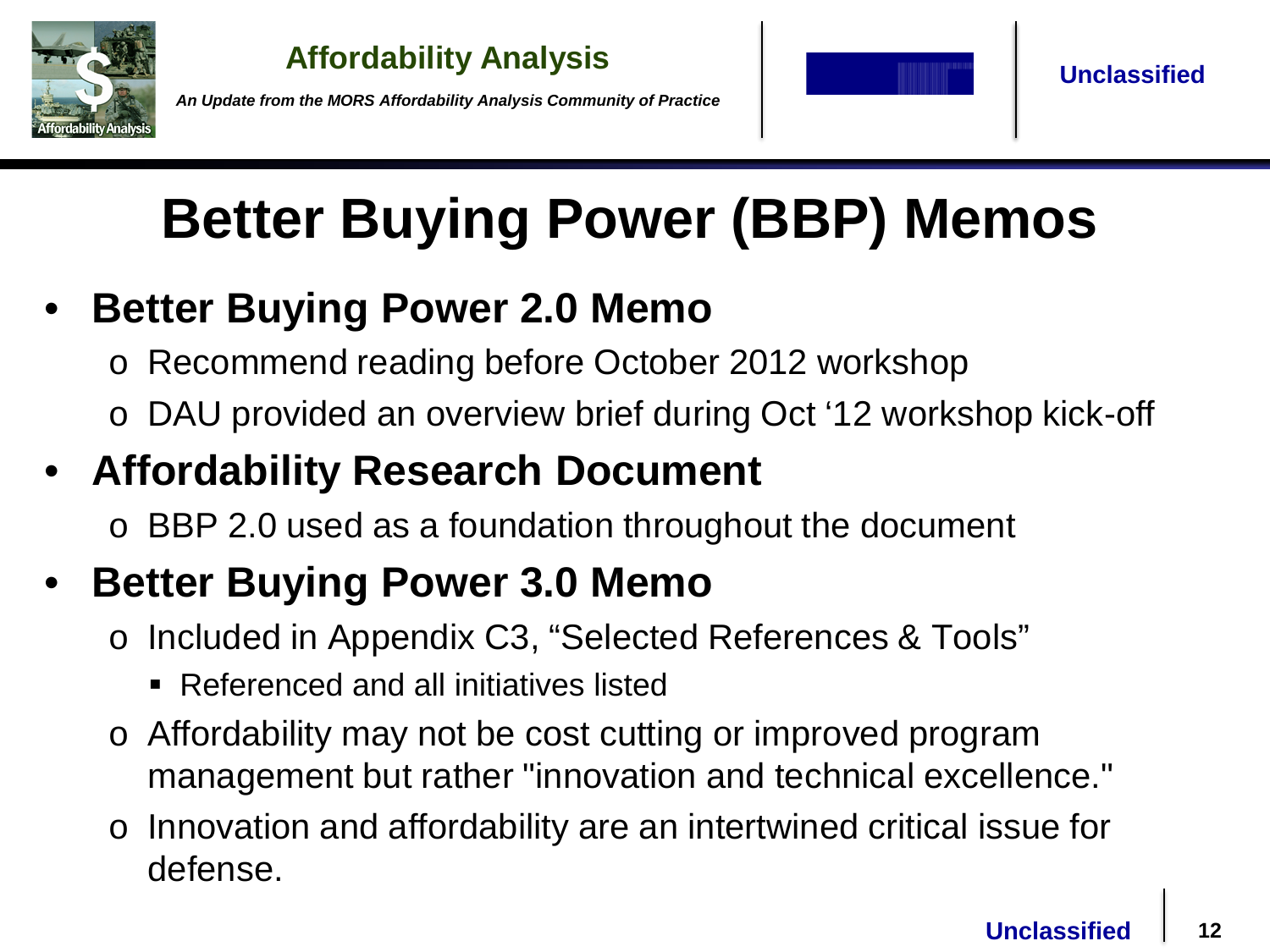# Better Buying Power (BBP) Memos

- **Better Buying Power 2.0 Memo**
  - Recommend reading before October 2012 workshop
  - DAU provided an overview brief during Oct '12 workshop kick-off
- **Affordability Research Document**
  - BBP 2.0 used as a foundation throughout the document
- **Better Buying Power 3.0 Memo**
  - Included in Appendix C3, "Selected References & Tools"
    - Referenced and all initiatives listed
  - Affordability may not be cost cutting or improved program management but rather "innovation and technical excellence."
  - Innovation and affordability are an intertwined critical issue for defense.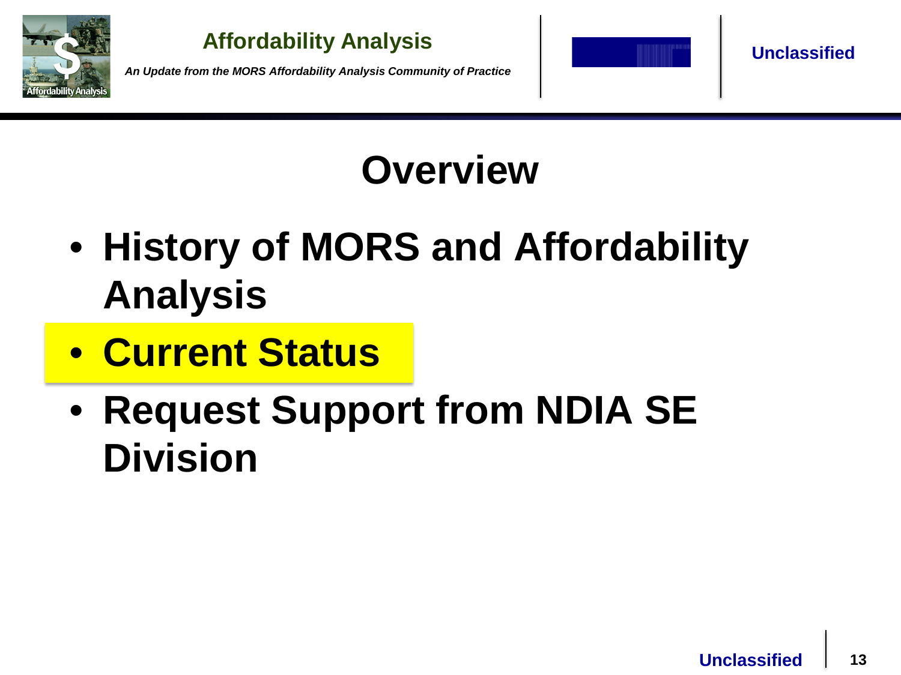# Overview

- **History of MORS and Affordability Analysis**
- **Current Status**
- **Request Support from NDIA SE Division**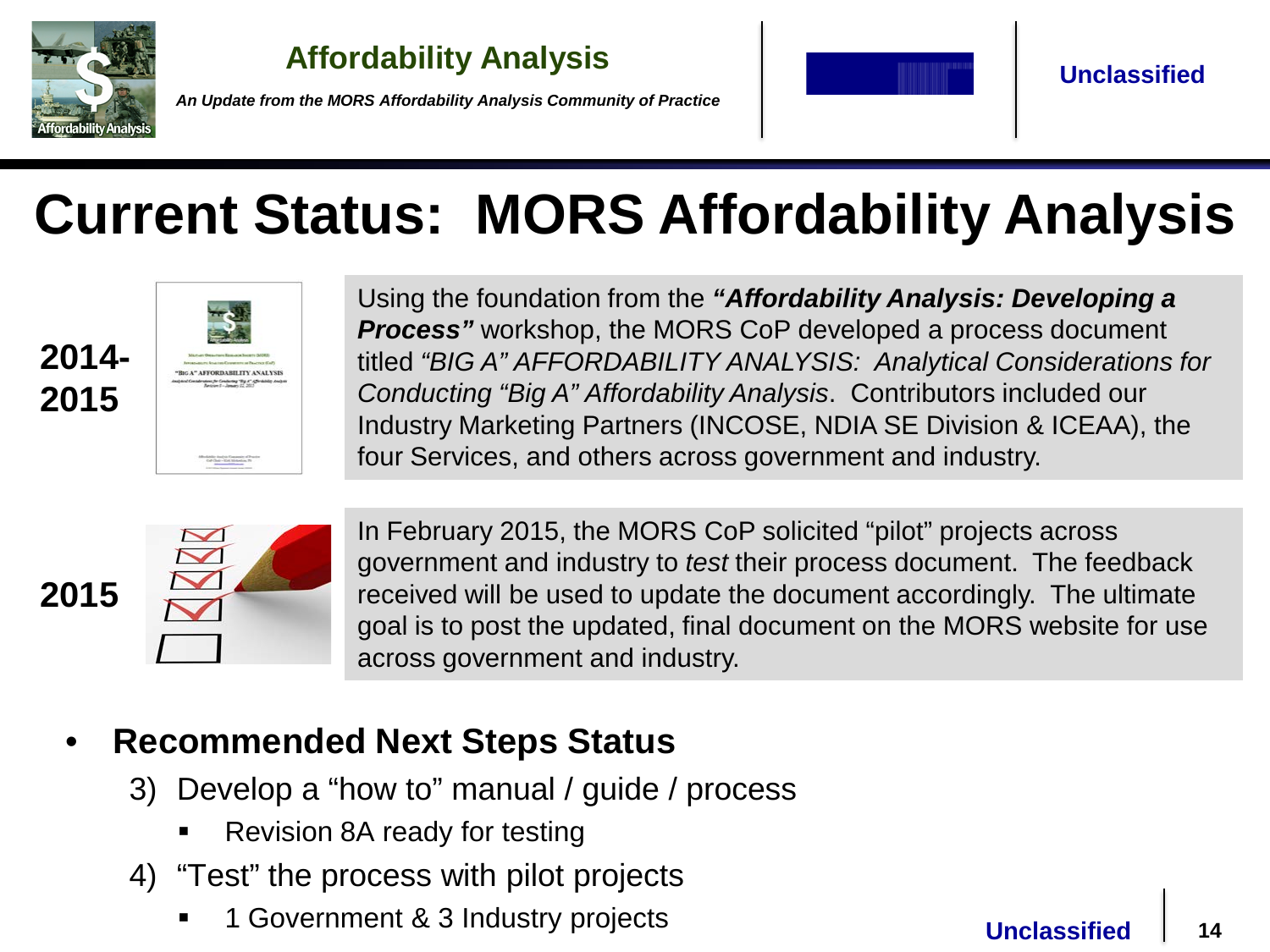# Current Status: MORS Affordability Analysis

**2014-2015**

Using the foundation from the ***"Affordability Analysis: Developing a Process"*** workshop, the MORS CoP developed a process document titled *"BIG A" AFFORDABILITY ANALYSIS: Analytical Considerations for Conducting "Big A" Affordability Analysis*. Contributors included our Industry Marketing Partners (INCOSE, NDIA SE Division & ICEAA), the four Services, and others across government and industry.

**2015**

In February 2015, the MORS CoP solicited "pilot" projects across government and industry to *test* their process document. The feedback received will be used to update the document accordingly. The ultimate goal is to post the updated, final document on the MORS website for use across government and industry.

- **Recommended Next Steps Status**
  3) Develop a "how to" manual / guide / process
     - Revision 8A ready for testing
  4) "Test" the process with pilot projects
     - 1 Government & 3 Industry projects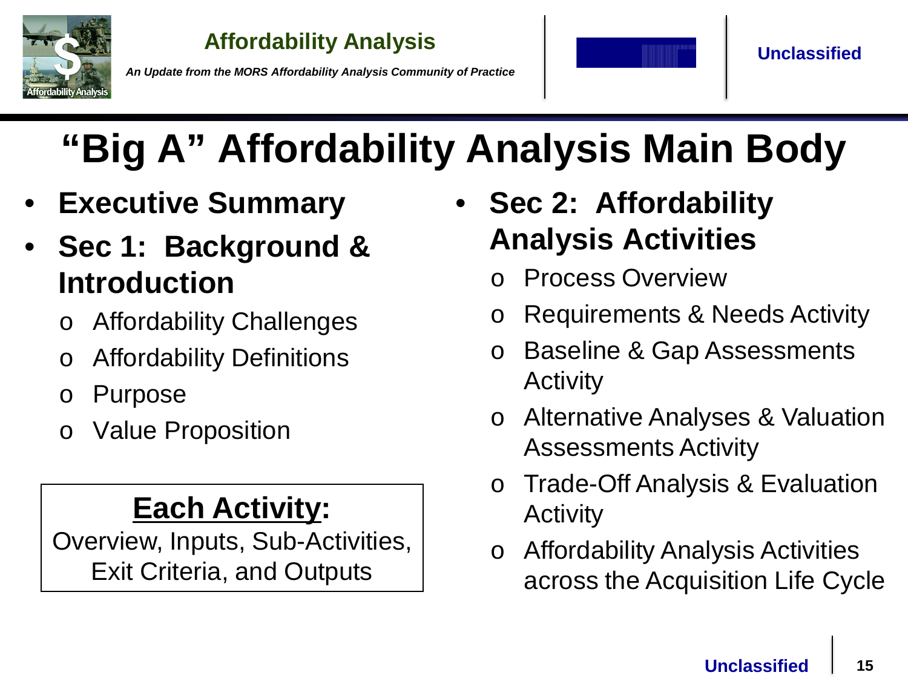# "Big A" Affordability Analysis Main Body

- **Executive Summary**
- **Sec 1: Background & Introduction**
  - Affordability Challenges
  - Affordability Definitions
  - Purpose
  - Value Proposition

**<u>Each Activity</u>:**
Overview, Inputs, Sub-Activities, Exit Criteria, and Outputs

- **Sec 2: Affordability Analysis Activities**
  - Process Overview
  - Requirements & Needs Activity
  - Baseline & Gap Assessments Activity
  - Alternative Analyses & Valuation Assessments Activity
  - Trade-Off Analysis & Evaluation Activity
  - Affordability Analysis Activities across the Acquisition Life Cycle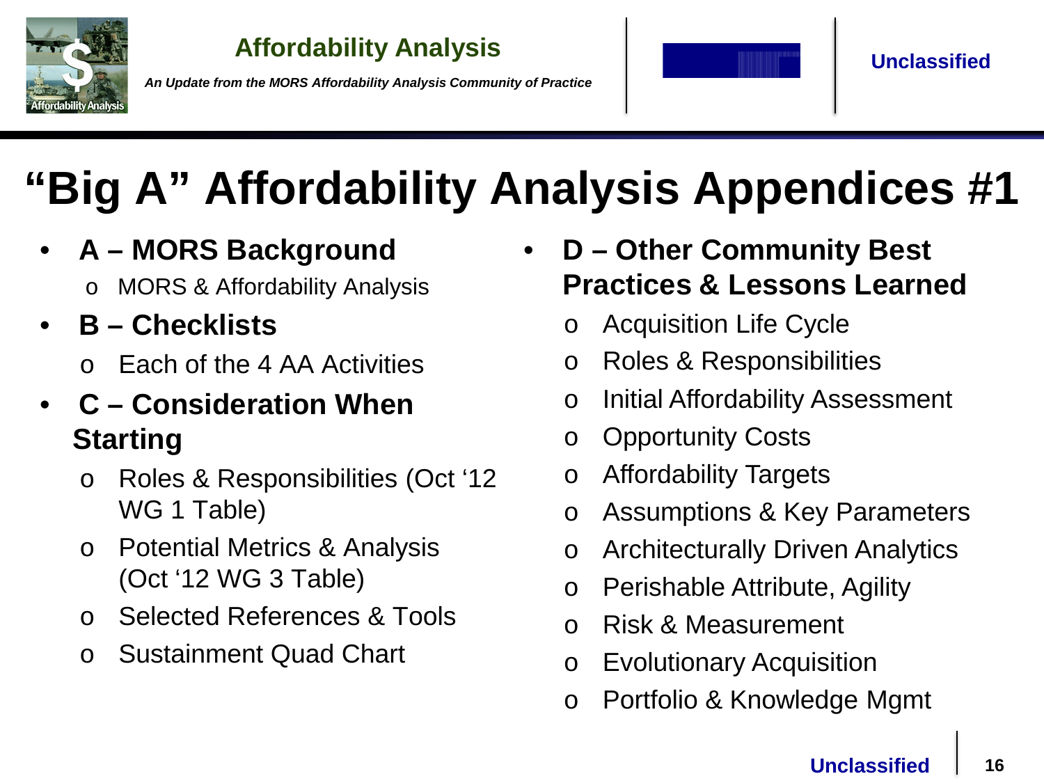# "Big A" Affordability Analysis Appendices #1

- **A – MORS Background**
  - MORS & Affordability Analysis
- **B – Checklists**
  - Each of the 4 AA Activities
- **C – Consideration When Starting**
  - Roles & Responsibilities (Oct '12 WG 1 Table)
  - Potential Metrics & Analysis (Oct '12 WG 3 Table)
  - Selected References & Tools
  - Sustainment Quad Chart
- **D – Other Community Best Practices & Lessons Learned**
  - Acquisition Life Cycle
  - Roles & Responsibilities
  - Initial Affordability Assessment
  - Opportunity Costs
  - Affordability Targets
  - Assumptions & Key Parameters
  - Architecturally Driven Analytics
  - Perishable Attribute, Agility
  - Risk & Measurement
  - Evolutionary Acquisition
  - Portfolio & Knowledge Mgmt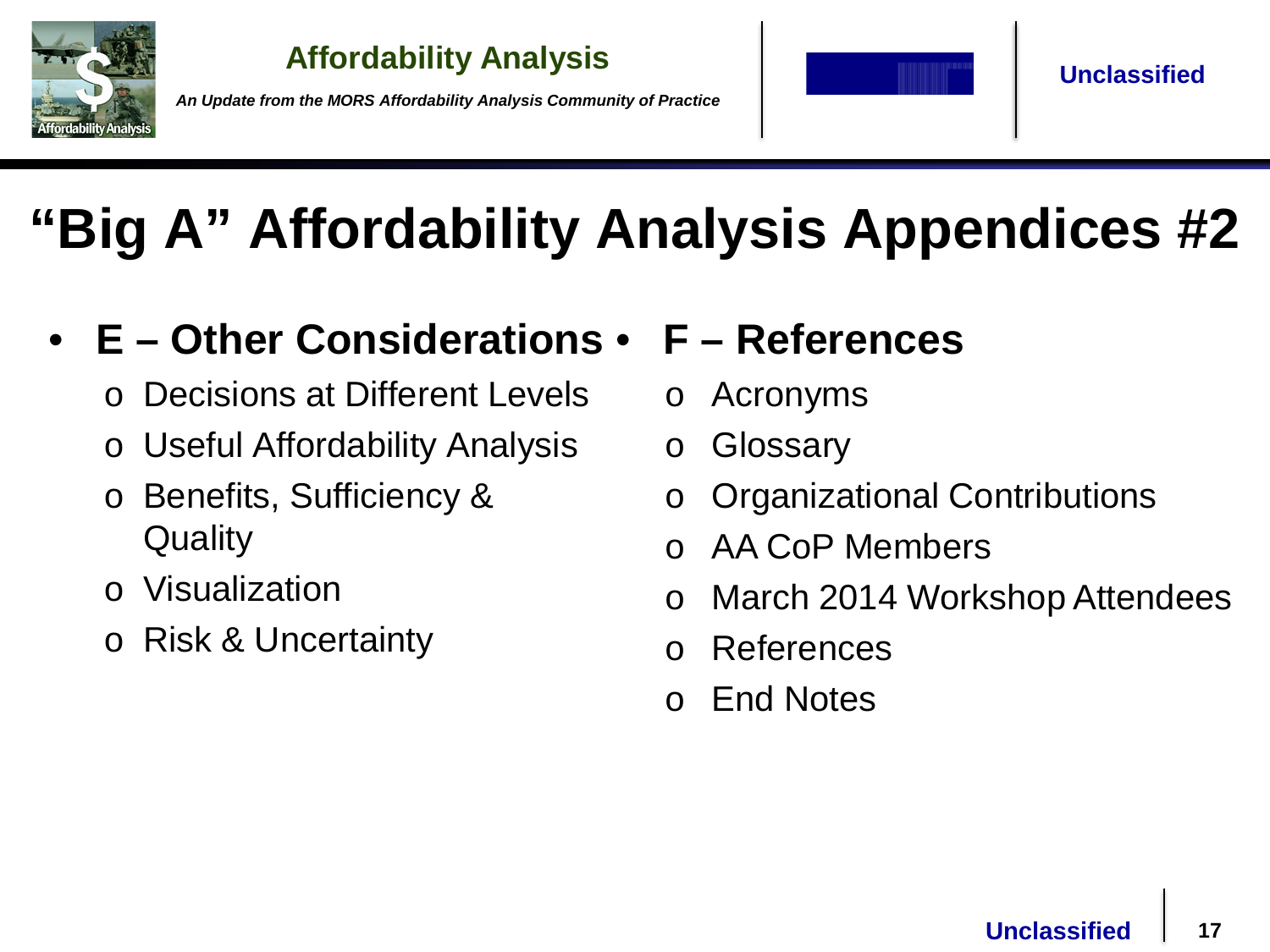# "Big A" Affordability Analysis Appendices #2

- **E – Other Considerations**
  - Decisions at Different Levels
  - Useful Affordability Analysis
  - Benefits, Sufficiency & Quality
  - Visualization
  - Risk & Uncertainty
- **F – References**
  - Acronyms
  - Glossary
  - Organizational Contributions
  - AA CoP Members
  - March 2014 Workshop Attendees
  - References
  - End Notes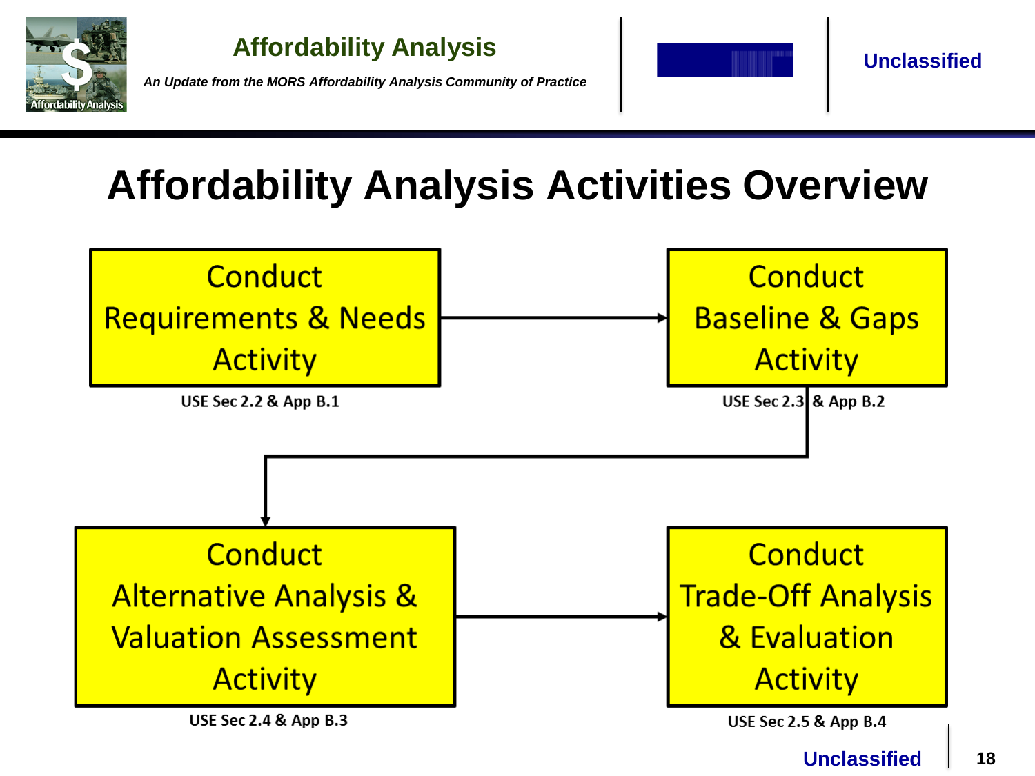# Affordability Analysis Activities Overview

**Conduct Requirements & Needs Activity** → **Conduct Baseline & Gaps Activity** → **Conduct Alternative Analysis & Valuation Assessment Activity** → **Conduct Trade-Off Analysis & Evaluation Activity**

- Conduct Requirements & Needs Activity — USE Sec 2.2 & App B.1
- Conduct Baseline & Gaps Activity — USE Sec 2.3 & App B.2
- Conduct Alternative Analysis & Valuation Assessment Activity — USE Sec 2.4 & App B.3
- Conduct Trade-Off Analysis & Evaluation Activity — USE Sec 2.5 & App B.4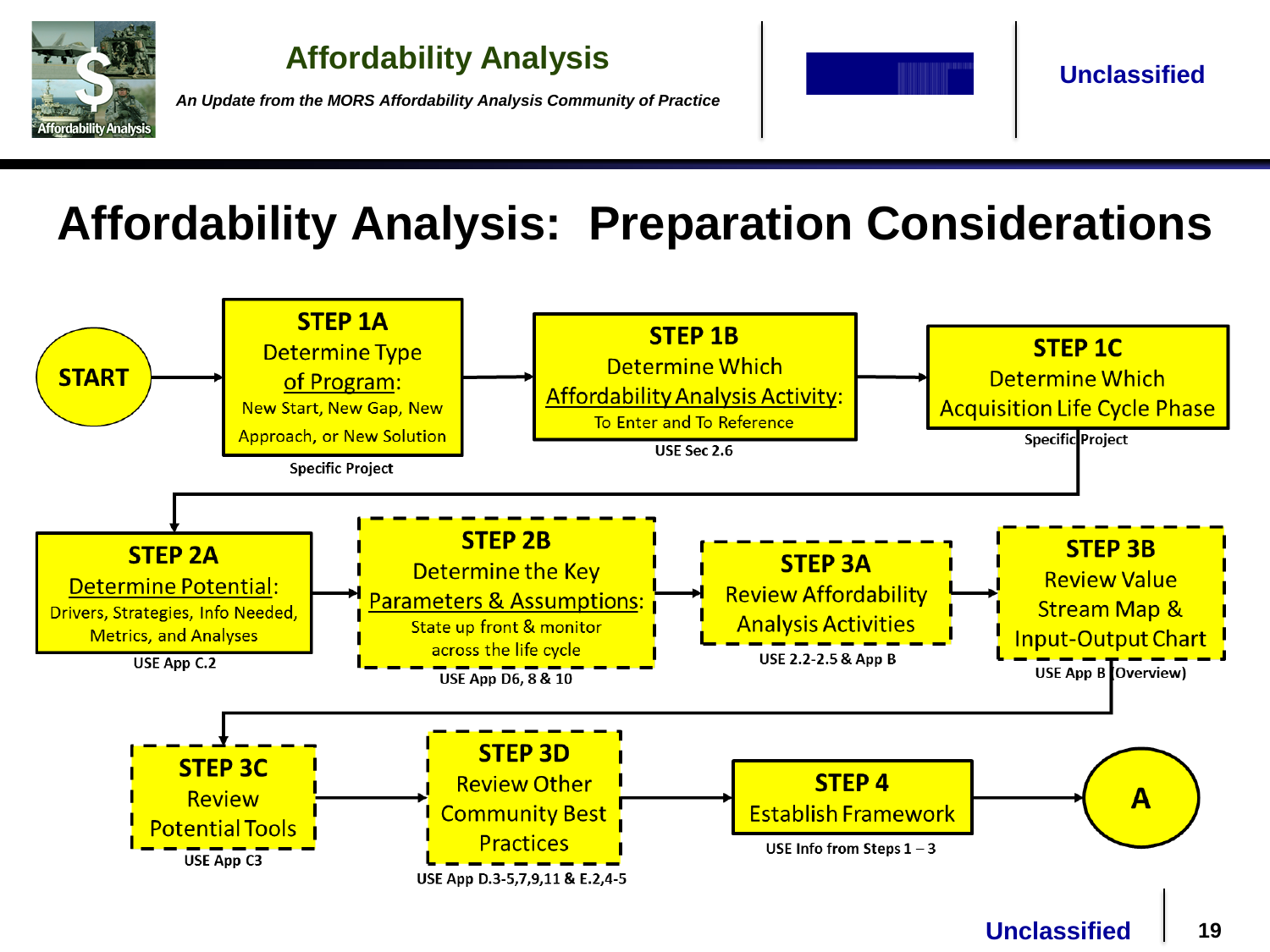# Affordability Analysis: Preparation Considerations

- **START**
- **STEP 1A** — Determine Type of Program: New Start, New Gap, New Approach, or New Solution
  - Specific Project
- **STEP 1B** — Determine Which Affordability Analysis Activity: To Enter and To Reference
  - USE Sec 2.6
- **STEP 1C** — Determine Which Acquisition Life Cycle Phase
  - Specific Project
- **STEP 2A** — Determine Potential: Drivers, Strategies, Info Needed, Metrics, and Analyses
  - USE App C.2
- **STEP 2B** — Determine the Key Parameters & Assumptions: State up front & monitor across the life cycle
  - USE App D6, 8 & 10
- **STEP 3A** — Review Affordability Analysis Activities
  - USE 2.2-2.5 & App B
- **STEP 3B** — Review Value Stream Map & Input-Output Chart
  - USE App B (Overview)
- **STEP 3C** — Review Potential Tools
  - USE App C3
- **STEP 3D** — Review Other Community Best Practices
  - USE App D.3-5,7,9,11 & E.2,4-5
- **STEP 4** — Establish Framework
  - USE Info from Steps 1 – 3
- **A**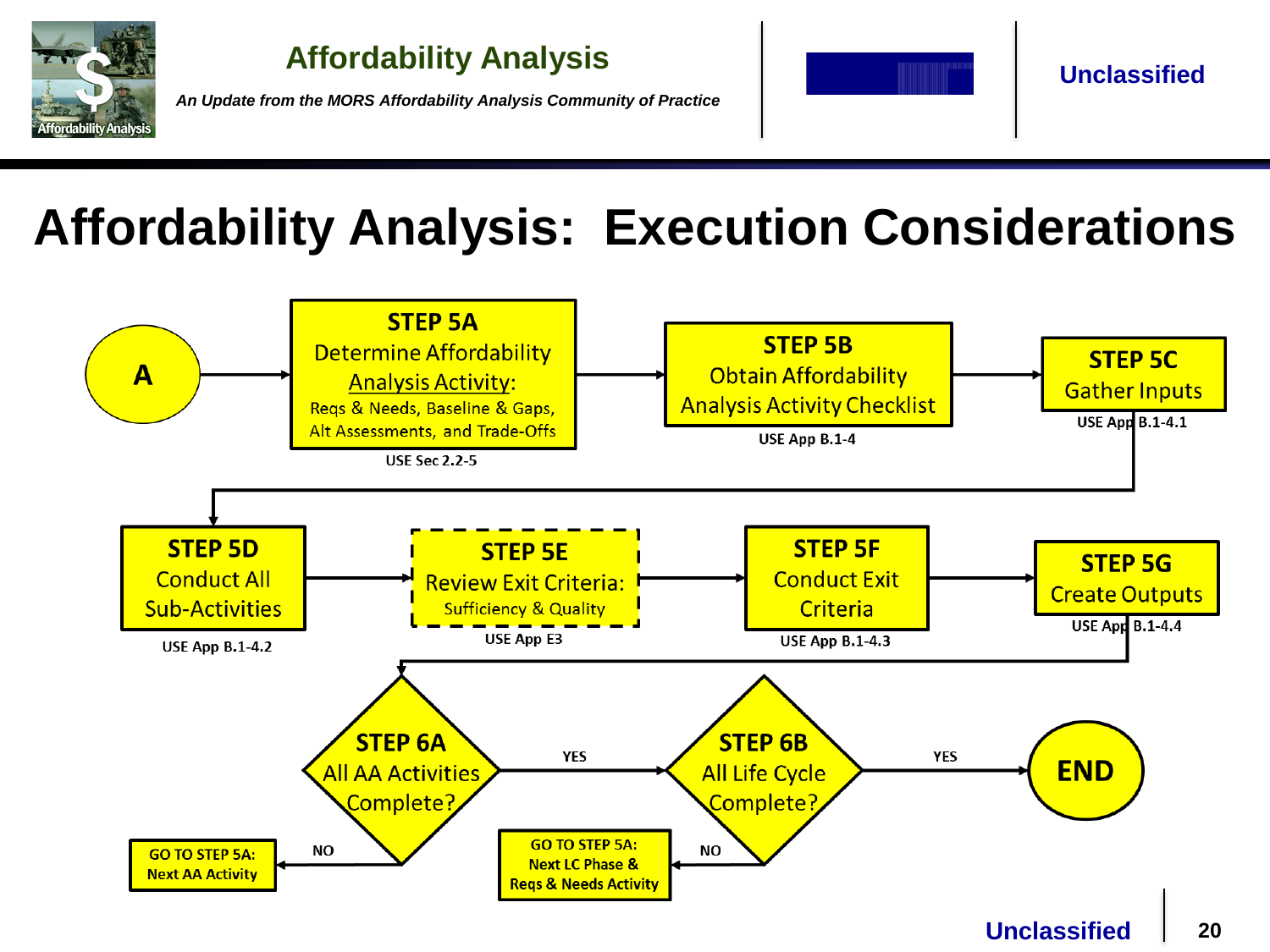# Affordability Analysis: Execution Considerations

**A** → **STEP 5A**
Determine Affordability Analysis Activity:
Reqs & Needs, Baseline & Gaps, Alt Assessments, and Trade-Offs
USE Sec 2.2-5

→ **STEP 5B**
Obtain Affordability Analysis Activity Checklist
USE App B.1-4

→ **STEP 5C**
Gather Inputs
USE App B.1-4.1

→ **STEP 5D**
Conduct All Sub-Activities
USE App B.1-4.2

→ **STEP 5E**
Review Exit Criteria:
Sufficiency & Quality
USE App E3

→ **STEP 5F**
Conduct Exit Criteria
USE App B.1-4.3

→ **STEP 5G**
Create Outputs
USE App B.1-4.4

→ **STEP 6A**
All AA Activities Complete?
- NO → GO TO STEP 5A: Next AA Activity
- YES → **STEP 6B**
All Life Cycle Complete?
  - NO → GO TO STEP 5A: Next LC Phase & Reqs & Needs Activity
  - YES → **END**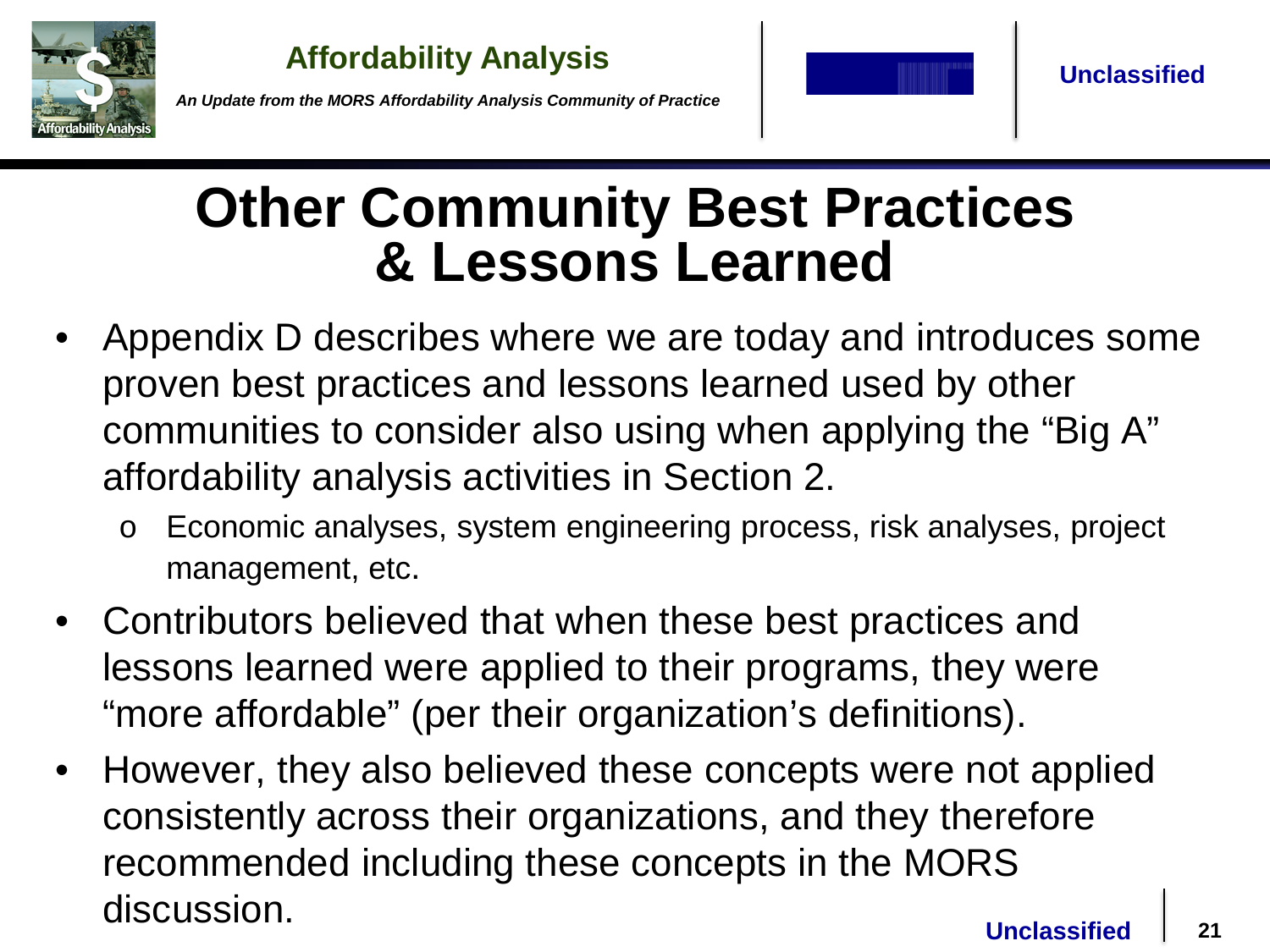# Other Community Best Practices & Lessons Learned

- Appendix D describes where we are today and introduces some proven best practices and lessons learned used by other communities to consider also using when applying the “Big A” affordability analysis activities in Section 2.
  - Economic analyses, system engineering process, risk analyses, project management, etc.
- Contributors believed that when these best practices and lessons learned were applied to their programs, they were “more affordable” (per their organization’s definitions).
- However, they also believed these concepts were not applied consistently across their organizations, and they therefore recommended including these concepts in the MORS discussion.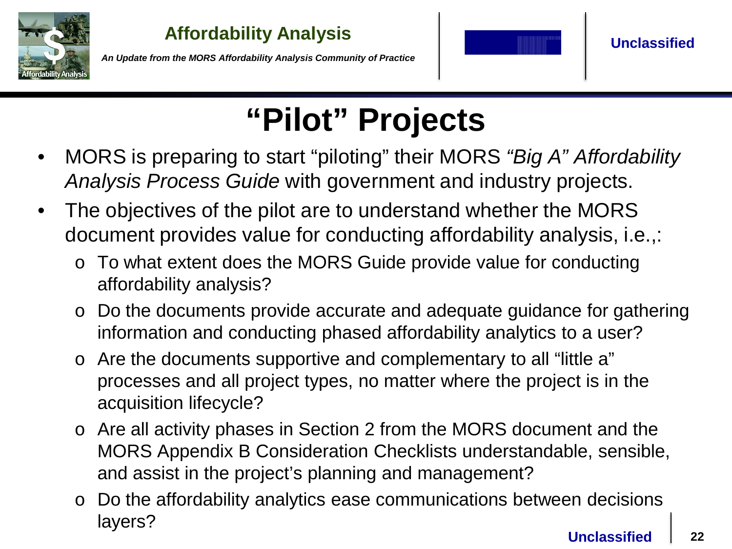# "Pilot" Projects

- MORS is preparing to start "piloting" their MORS *"Big A" Affordability Analysis Process Guide* with government and industry projects.
- The objectives of the pilot are to understand whether the MORS document provides value for conducting affordability analysis, i.e.,:
  - To what extent does the MORS Guide provide value for conducting affordability analysis?
  - Do the documents provide accurate and adequate guidance for gathering information and conducting phased affordability analytics to a user?
  - Are the documents supportive and complementary to all "little a" processes and all project types, no matter where the project is in the acquisition lifecycle?
  - Are all activity phases in Section 2 from the MORS document and the MORS Appendix B Consideration Checklists understandable, sensible, and assist in the project's planning and management?
  - Do the affordability analytics ease communications between decisions layers?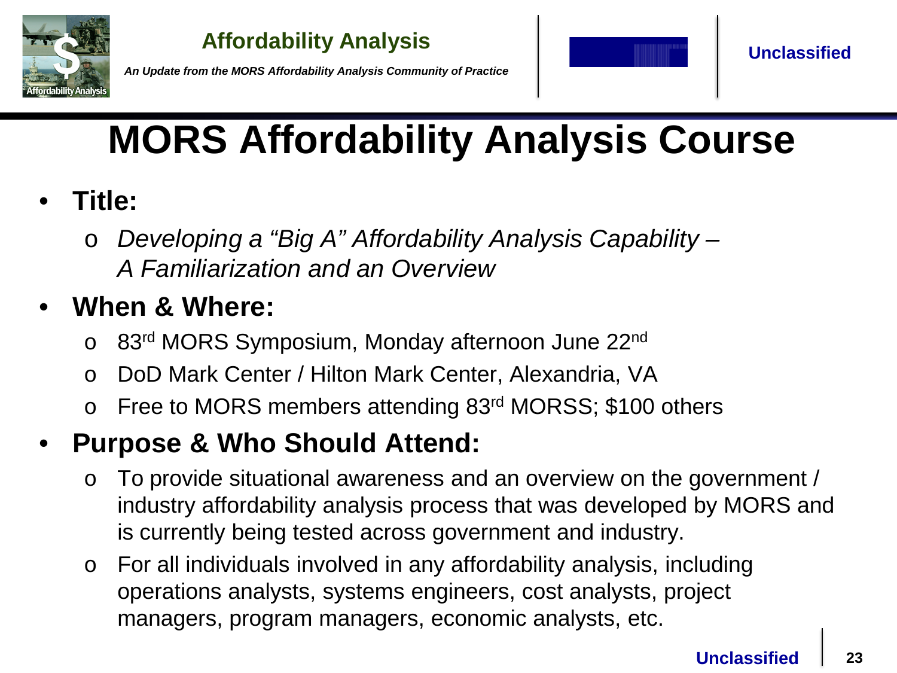# MORS Affordability Analysis Course

- **Title:**
  - *Developing a "Big A" Affordability Analysis Capability – A Familiarization and an Overview*
- **When & Where:**
  - 83rd MORS Symposium, Monday afternoon June 22nd
  - DoD Mark Center / Hilton Mark Center, Alexandria, VA
  - Free to MORS members attending 83rd MORSS; $100 others
- **Purpose & Who Should Attend:**
  - To provide situational awareness and an overview on the government / industry affordability analysis process that was developed by MORS and is currently being tested across government and industry.
  - For all individuals involved in any affordability analysis, including operations analysts, systems engineers, cost analysts, project managers, program managers, economic analysts, etc.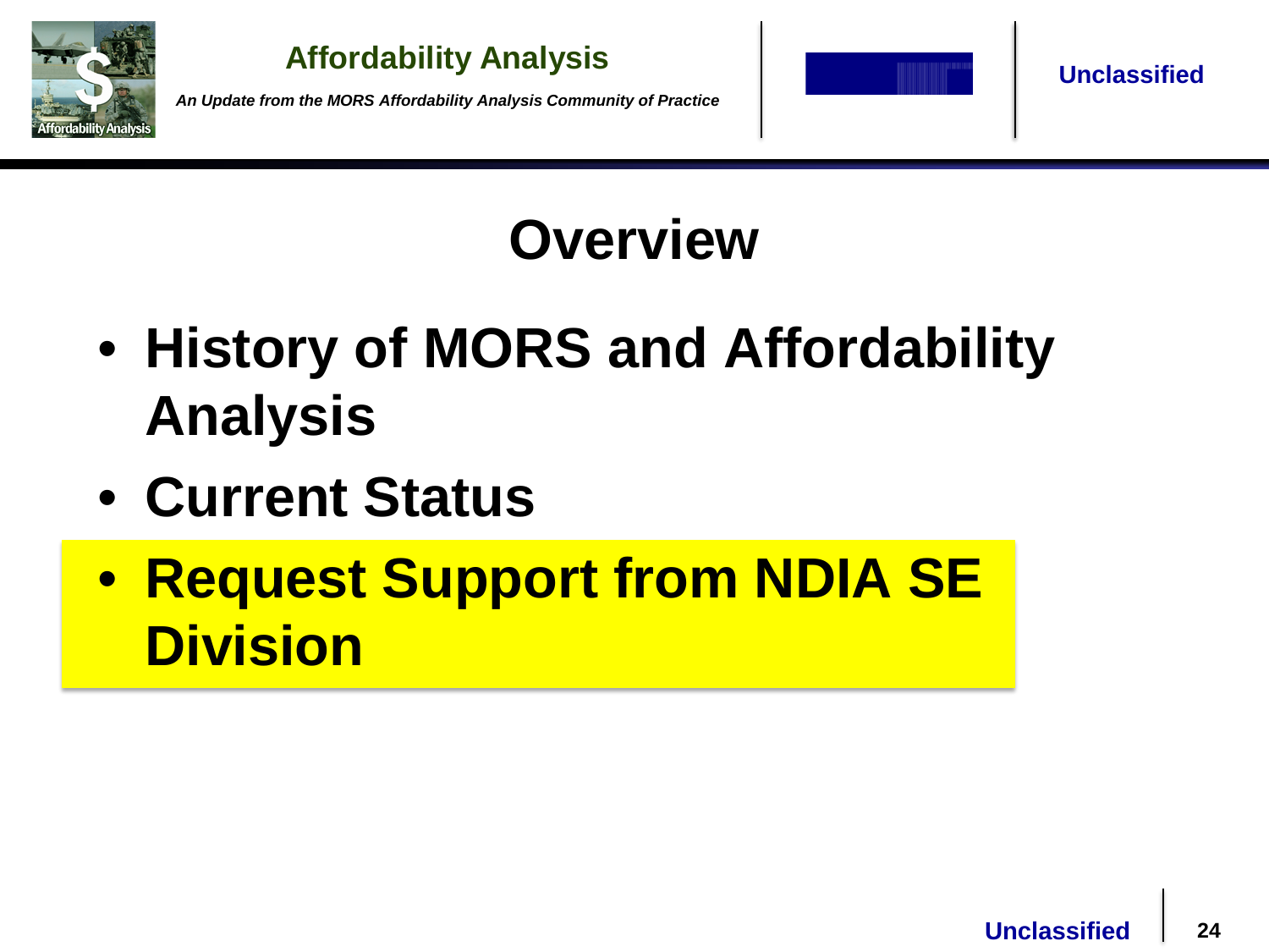# Overview

- History of MORS and Affordability Analysis
- Current Status
- **Request Support from NDIA SE Division**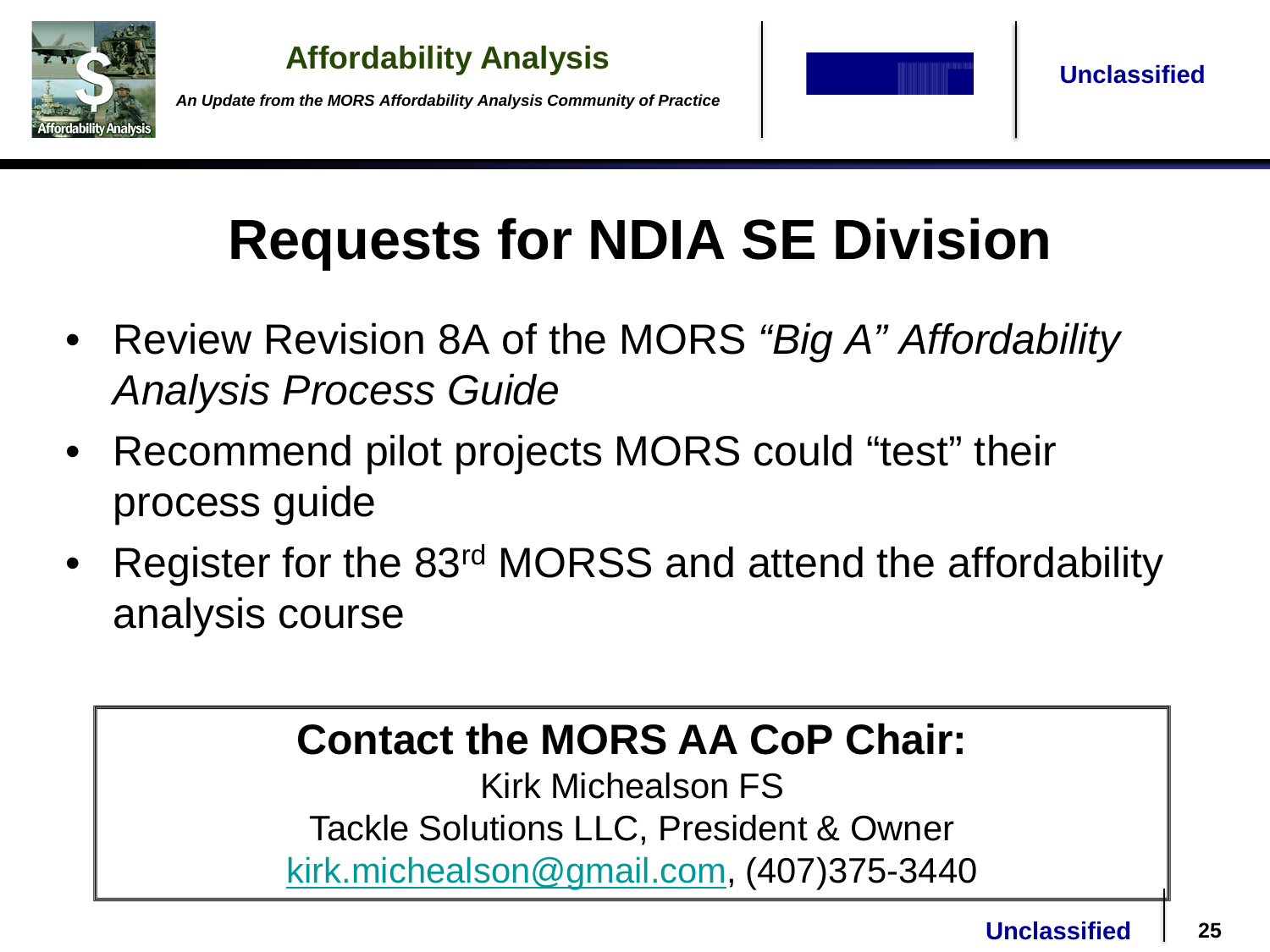# Requests for NDIA SE Division

- Review Revision 8A of the MORS *"Big A" Affordability Analysis Process Guide*
- Recommend pilot projects MORS could "test" their process guide
- Register for the 83rd MORSS and attend the affordability analysis course

**Contact the MORS AA CoP Chair:**

Kirk Michealson FS

Tackle Solutions LLC, President & Owner

kirk.michealson@gmail.com, (407)375-3440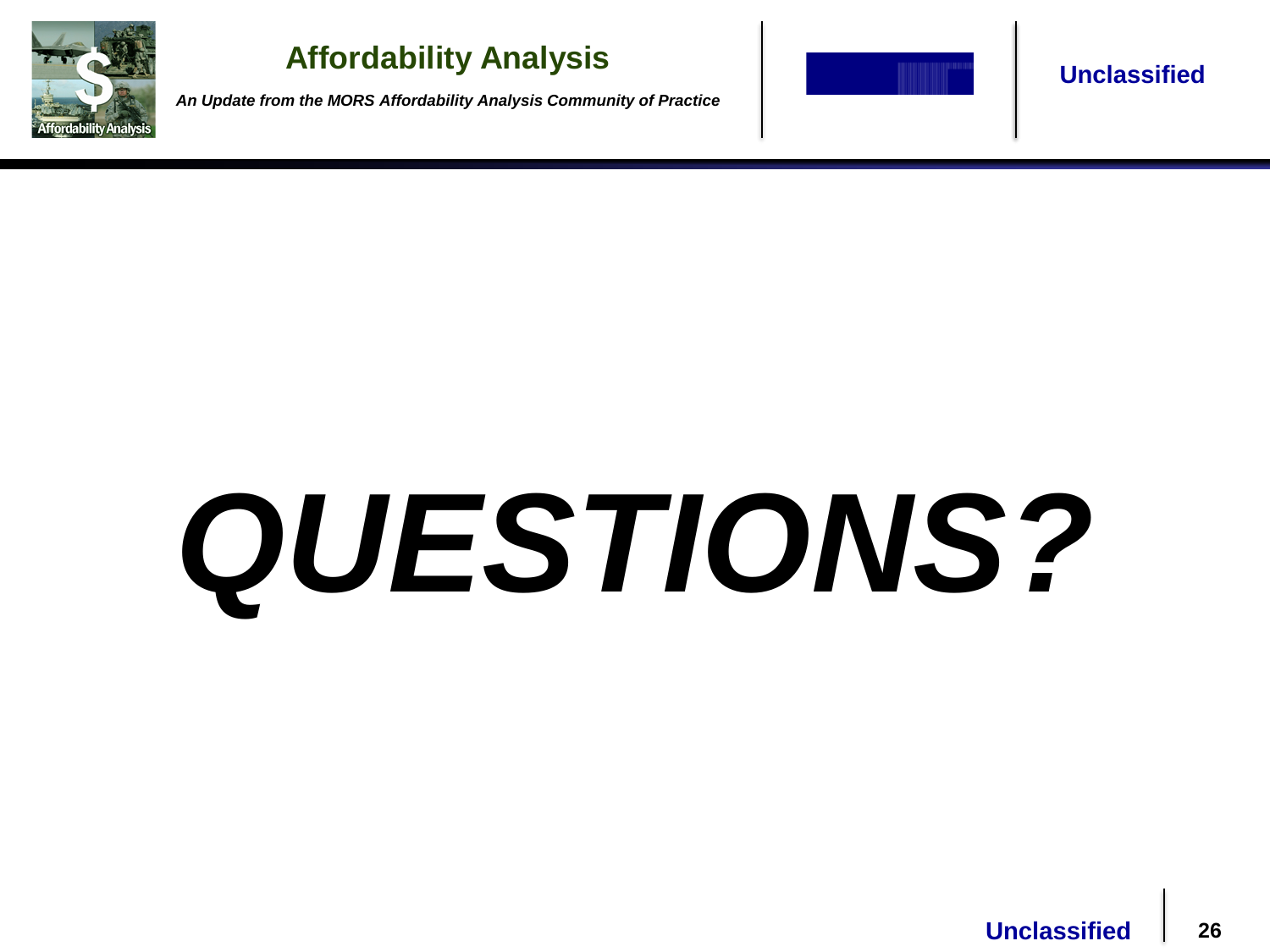# *QUESTIONS?*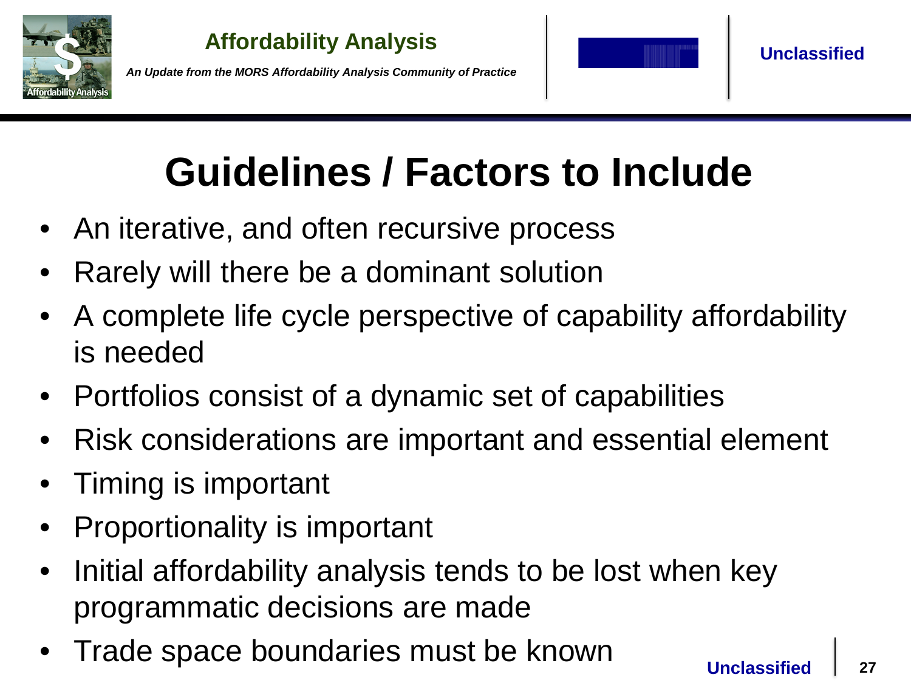# Guidelines / Factors to Include

- An iterative, and often recursive process
- Rarely will there be a dominant solution
- A complete life cycle perspective of capability affordability is needed
- Portfolios consist of a dynamic set of capabilities
- Risk considerations are important and essential element
- Timing is important
- Proportionality is important
- Initial affordability analysis tends to be lost when key programmatic decisions are made
- Trade space boundaries must be known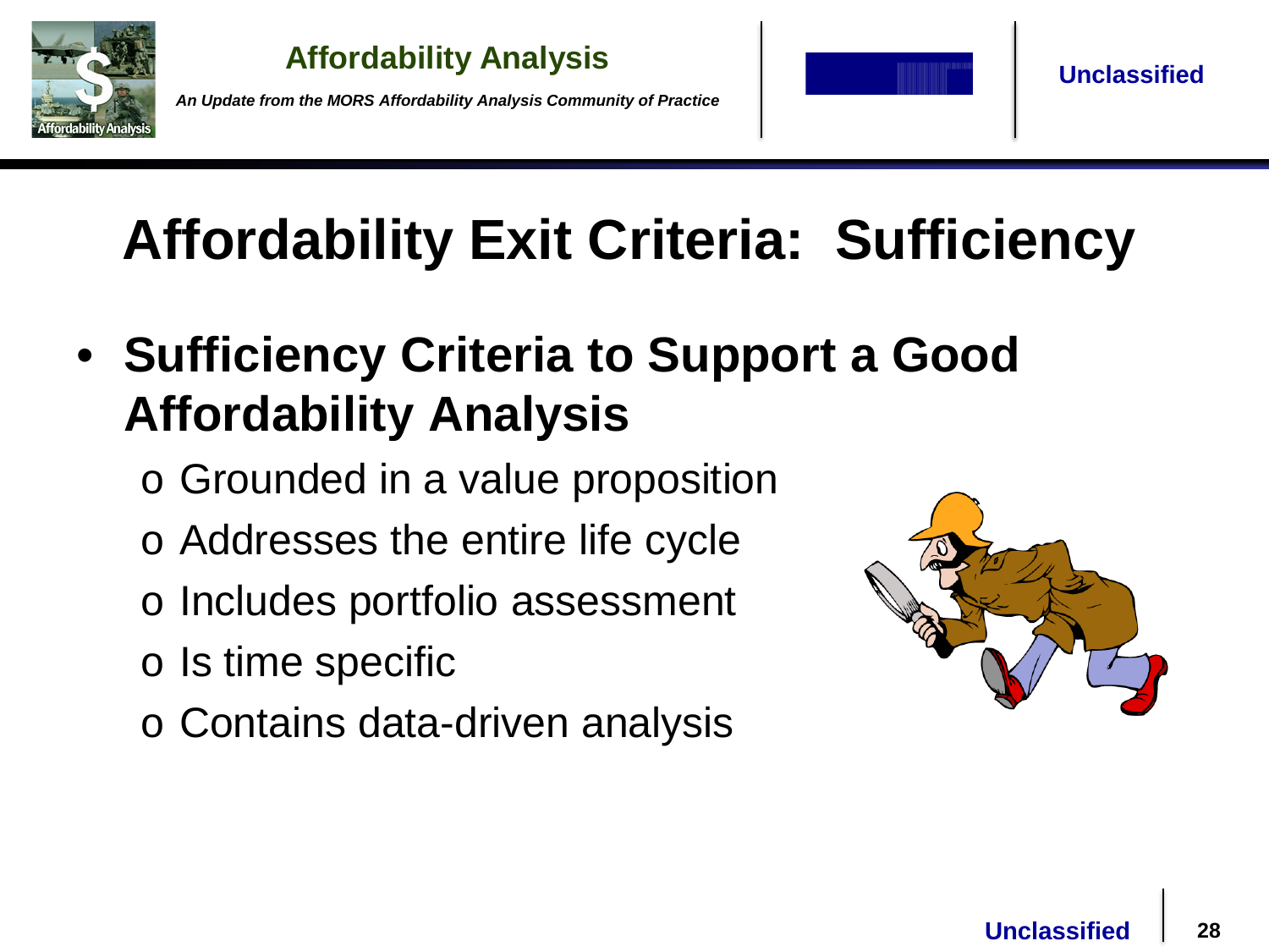# Affordability Exit Criteria: Sufficiency

- **Sufficiency Criteria to Support a Good Affordability Analysis**
  - Grounded in a value proposition
  - Addresses the entire life cycle
  - Includes portfolio assessment
  - Is time specific
  - Contains data-driven analysis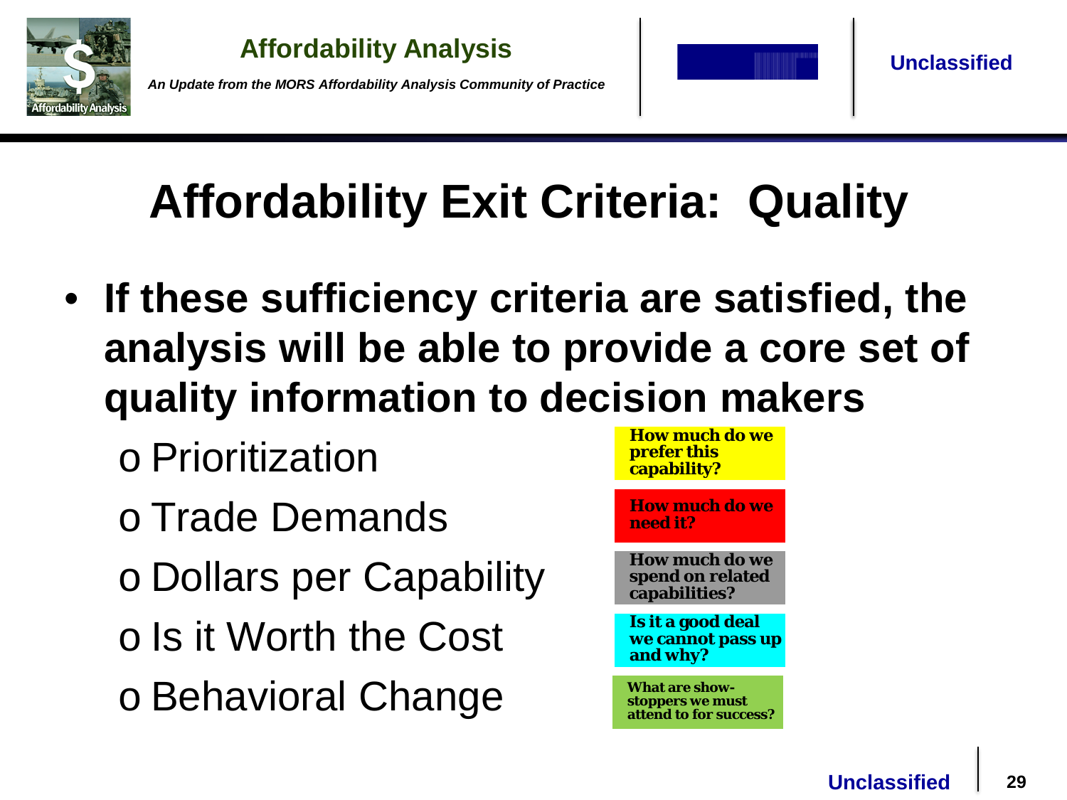# Affordability Exit Criteria: Quality

- **If these sufficiency criteria are satisfied, the analysis will be able to provide a core set of quality information to decision makers**
  - Prioritization — **How much do we prefer this capability?**
  - Trade Demands — **How much do we need it?**
  - Dollars per Capability — **How much do we spend on related capabilities?**
  - Is it Worth the Cost — **Is it a good deal we cannot pass up and why?**
  - Behavioral Change — **What are show-stoppers we must attend to for success?**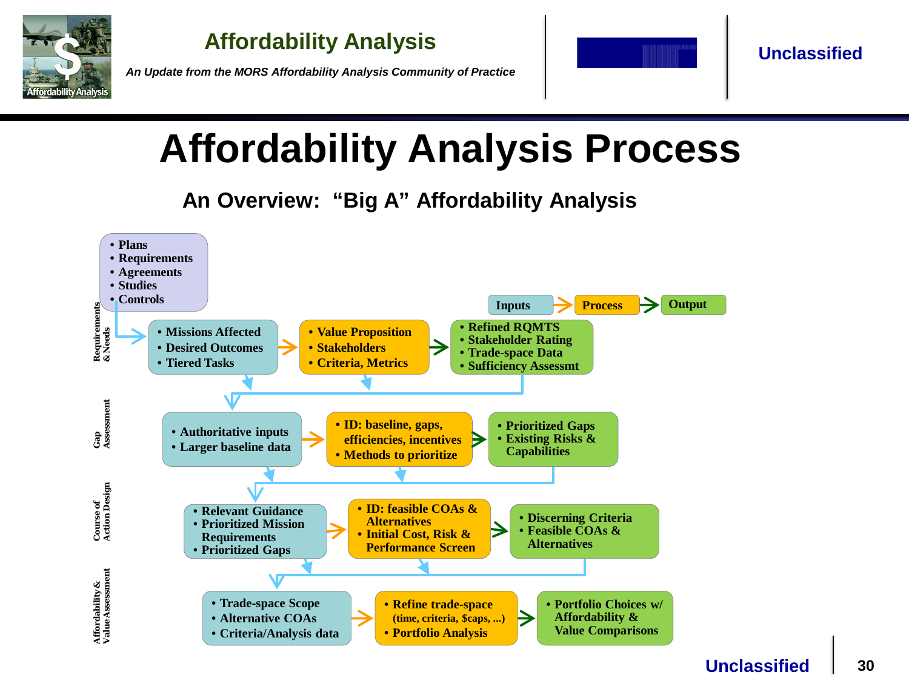# Affordability Analysis Process

## An Overview: "Big A" Affordability Analysis

- Plans
- Requirements
- Agreements
- Studies
- Controls

Inputs → Process → Output

**Requirements & Needs**

- Missions Affected
- Desired Outcomes
- Tiered Tasks

→

- Value Proposition
- Stakeholders
- Criteria, Metrics

→

- Refined RQMTS
- Stakeholder Rating
- Trade-space Data
- Sufficiency Assessmt

**Gap Assessment**

- Authoritative inputs
- Larger baseline data

→

- ID: baseline, gaps, efficiencies, incentives
- Methods to prioritize

→

- Prioritized Gaps
- Existing Risks & Capabilities

**Course of Action Design**

- Relevant Guidance
- Prioritized Mission Requirements
- Prioritized Gaps

→

- ID: feasible COAs & Alternatives
- Initial Cost, Risk & Performance Screen

→

- Discerning Criteria
- Feasible COAs & Alternatives

**Affordability & Value Assessment**

- Trade-space Scope
- Alternative COAs
- Criteria/Analysis data

→

- Refine trade-space (time, criteria, $caps, ...)
- Portfolio Analysis

→

- Portfolio Choices w/ Affordability & Value Comparisons